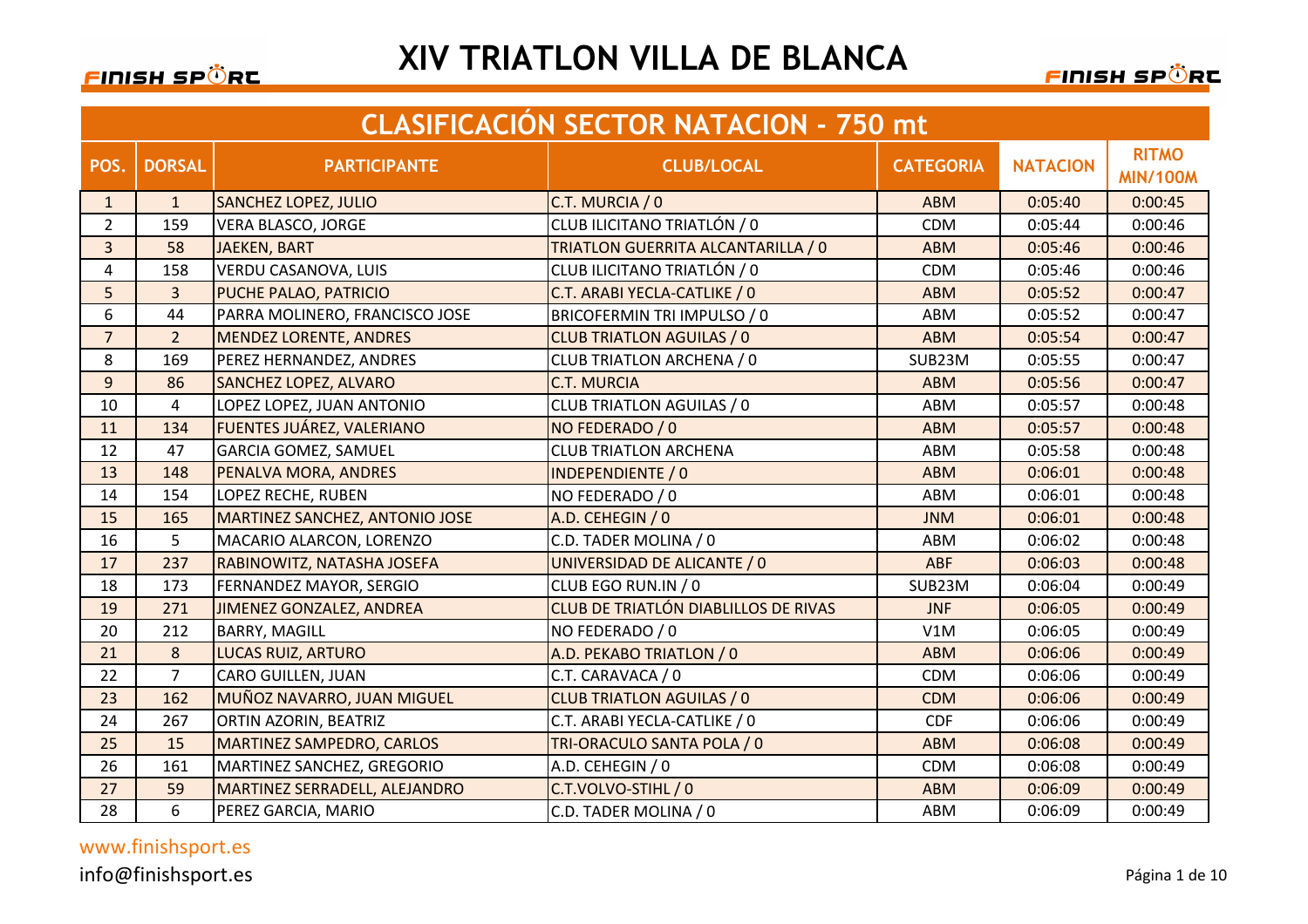# XIV TRIATLON VILLA DE BLANCA

## CLASIFICACIÓN SECTOR NATACION - 750 mt

| POS. | DORSAL | PARTICIPANTE | CLUB/LOCAL | CATEGORIA | NATACION | RITMO MIN/100M |
|---|---|---|---|---|---|---|
| 1 | 1 | SANCHEZ LOPEZ, JULIO | C.T. MURCIA / 0 | ABM | 0:05:40 | 0:00:45 |
| 2 | 159 | VERA BLASCO, JORGE | CLUB ILICITANO TRIATLÓN / 0 | CDM | 0:05:44 | 0:00:46 |
| 3 | 58 | JAEKEN, BART | TRIATLON GUERRITA ALCANTARILLA / 0 | ABM | 0:05:46 | 0:00:46 |
| 4 | 158 | VERDU CASANOVA, LUIS | CLUB ILICITANO TRIATLÓN / 0 | CDM | 0:05:46 | 0:00:46 |
| 5 | 3 | PUCHE PALAO, PATRICIO | C.T. ARABI YECLA-CATLIKE / 0 | ABM | 0:05:52 | 0:00:47 |
| 6 | 44 | PARRA MOLINERO, FRANCISCO JOSE | BRICOFERMIN TRI IMPULSO / 0 | ABM | 0:05:52 | 0:00:47 |
| 7 | 2 | MENDEZ LORENTE, ANDRES | CLUB TRIATLON AGUILAS / 0 | ABM | 0:05:54 | 0:00:47 |
| 8 | 169 | PEREZ HERNANDEZ, ANDRES | CLUB TRIATLON ARCHENA / 0 | SUB23M | 0:05:55 | 0:00:47 |
| 9 | 86 | SANCHEZ LOPEZ, ALVARO | C.T. MURCIA | ABM | 0:05:56 | 0:00:47 |
| 10 | 4 | LOPEZ LOPEZ, JUAN ANTONIO | CLUB TRIATLON AGUILAS / 0 | ABM | 0:05:57 | 0:00:48 |
| 11 | 134 | FUENTES JUÁREZ, VALERIANO | NO FEDERADO / 0 | ABM | 0:05:57 | 0:00:48 |
| 12 | 47 | GARCIA GOMEZ, SAMUEL | CLUB TRIATLON ARCHENA | ABM | 0:05:58 | 0:00:48 |
| 13 | 148 | PENALVA MORA, ANDRES | INDEPENDIENTE / 0 | ABM | 0:06:01 | 0:00:48 |
| 14 | 154 | LOPEZ RECHE, RUBEN | NO FEDERADO / 0 | ABM | 0:06:01 | 0:00:48 |
| 15 | 165 | MARTINEZ SANCHEZ, ANTONIO JOSE | A.D. CEHEGIN / 0 | JNM | 0:06:01 | 0:00:48 |
| 16 | 5 | MACARIO ALARCON, LORENZO | C.D. TADER MOLINA / 0 | ABM | 0:06:02 | 0:00:48 |
| 17 | 237 | RABINOWITZ, NATASHA JOSEFA | UNIVERSIDAD DE ALICANTE / 0 | ABF | 0:06:03 | 0:00:48 |
| 18 | 173 | FERNANDEZ MAYOR, SERGIO | CLUB EGO RUN.IN / 0 | SUB23M | 0:06:04 | 0:00:49 |
| 19 | 271 | JIMENEZ GONZALEZ, ANDREA | CLUB DE TRIATLÓN DIABLILLOS DE RIVAS | JNF | 0:06:05 | 0:00:49 |
| 20 | 212 | BARRY, MAGILL | NO FEDERADO / 0 | V1M | 0:06:05 | 0:00:49 |
| 21 | 8 | LUCAS RUIZ, ARTURO | A.D. PEKABO TRIATLON / 0 | ABM | 0:06:06 | 0:00:49 |
| 22 | 7 | CARO GUILLEN, JUAN | C.T. CARAVACA / 0 | CDM | 0:06:06 | 0:00:49 |
| 23 | 162 | MUÑOZ NAVARRO, JUAN MIGUEL | CLUB TRIATLON AGUILAS / 0 | CDM | 0:06:06 | 0:00:49 |
| 24 | 267 | ORTIN AZORIN, BEATRIZ | C.T. ARABI YECLA-CATLIKE / 0 | CDF | 0:06:06 | 0:00:49 |
| 25 | 15 | MARTINEZ SAMPEDRO, CARLOS | TRI-ORACULO SANTA POLA / 0 | ABM | 0:06:08 | 0:00:49 |
| 26 | 161 | MARTINEZ SANCHEZ, GREGORIO | A.D. CEHEGIN / 0 | CDM | 0:06:08 | 0:00:49 |
| 27 | 59 | MARTINEZ SERRADELL, ALEJANDRO | C.T.VOLVO-STIHL / 0 | ABM | 0:06:09 | 0:00:49 |
| 28 | 6 | PEREZ GARCIA, MARIO | C.D. TADER MOLINA / 0 | ABM | 0:06:09 | 0:00:49 |

www.finishsport.es
info@finishsport.es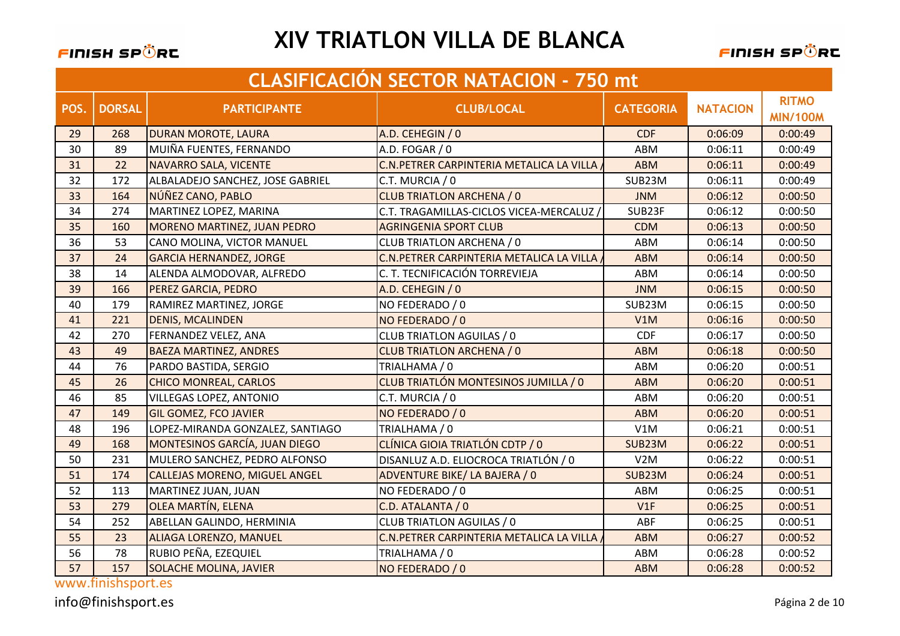# XIV TRIATLON VILLA DE BLANCA

## CLASIFICACIÓN SECTOR NATACION - 750 mt

| POS. | DORSAL | PARTICIPANTE | CLUB/LOCAL | CATEGORIA | NATACION | RITMO MIN/100M |
|---|---|---|---|---|---|---|
| 29 | 268 | DURAN MOROTE, LAURA | A.D. CEHEGIN / 0 | CDF | 0:06:09 | 0:00:49 |
| 30 | 89 | MUIÑA FUENTES, FERNANDO | A.D. FOGAR / 0 | ABM | 0:06:11 | 0:00:49 |
| 31 | 22 | NAVARRO SALA, VICENTE | C.N.PETER CARPINTERIA METALICA LA VILLA / | ABM | 0:06:11 | 0:00:49 |
| 32 | 172 | ALBALADEJO SANCHEZ, JOSE GABRIEL | C.T. MURCIA / 0 | SUB23M | 0:06:11 | 0:00:49 |
| 33 | 164 | NÚÑEZ CANO, PABLO | CLUB TRIATLON ARCHENA / 0 | JNM | 0:06:12 | 0:00:50 |
| 34 | 274 | MARTINEZ LOPEZ, MARINA | C.T. TRAGAMILLAS-CICLOS VICEA-MERCALUZ / | SUB23F | 0:06:12 | 0:00:50 |
| 35 | 160 | MORENO MARTINEZ, JUAN PEDRO | AGRINGENIA SPORT CLUB | CDM | 0:06:13 | 0:00:50 |
| 36 | 53 | CANO MOLINA, VICTOR MANUEL | CLUB TRIATLON ARCHENA / 0 | ABM | 0:06:14 | 0:00:50 |
| 37 | 24 | GARCIA HERNANDEZ, JORGE | C.N.PETER CARPINTERIA METALICA LA VILLA / | ABM | 0:06:14 | 0:00:50 |
| 38 | 14 | ALENDA ALMODOVAR, ALFREDO | C. T. TECNIFICACIÓN TORREVIEJA | ABM | 0:06:14 | 0:00:50 |
| 39 | 166 | PEREZ GARCIA, PEDRO | A.D. CEHEGIN / 0 | JNM | 0:06:15 | 0:00:50 |
| 40 | 179 | RAMIREZ MARTINEZ, JORGE | NO FEDERADO / 0 | SUB23M | 0:06:15 | 0:00:50 |
| 41 | 221 | DENIS, MCALINDEN | NO FEDERADO / 0 | V1M | 0:06:16 | 0:00:50 |
| 42 | 270 | FERNANDEZ VELEZ, ANA | CLUB TRIATLON AGUILAS / 0 | CDF | 0:06:17 | 0:00:50 |
| 43 | 49 | BAEZA MARTINEZ, ANDRES | CLUB TRIATLON ARCHENA / 0 | ABM | 0:06:18 | 0:00:50 |
| 44 | 76 | PARDO BASTIDA, SERGIO | TRIALHAMA / 0 | ABM | 0:06:20 | 0:00:51 |
| 45 | 26 | CHICO MONREAL, CARLOS | CLUB TRIATLÓN MONTESINOS JUMILLA / 0 | ABM | 0:06:20 | 0:00:51 |
| 46 | 85 | VILLEGAS LOPEZ, ANTONIO | C.T. MURCIA / 0 | ABM | 0:06:20 | 0:00:51 |
| 47 | 149 | GIL GOMEZ, FCO JAVIER | NO FEDERADO / 0 | ABM | 0:06:20 | 0:00:51 |
| 48 | 196 | LOPEZ-MIRANDA GONZALEZ, SANTIAGO | TRIALHAMA / 0 | V1M | 0:06:21 | 0:00:51 |
| 49 | 168 | MONTESINOS GARCÍA, JUAN DIEGO | CLÍNICA GIOIA TRIATLÓN CDTP / 0 | SUB23M | 0:06:22 | 0:00:51 |
| 50 | 231 | MULERO SANCHEZ, PEDRO ALFONSO | DISANLUZ A.D. ELIOCROCA TRIATLÓN / 0 | V2M | 0:06:22 | 0:00:51 |
| 51 | 174 | CALLEJAS MORENO, MIGUEL ANGEL | ADVENTURE BIKE/ LA BAJERA / 0 | SUB23M | 0:06:24 | 0:00:51 |
| 52 | 113 | MARTINEZ JUAN, JUAN | NO FEDERADO / 0 | ABM | 0:06:25 | 0:00:51 |
| 53 | 279 | OLEA MARTÍN, ELENA | C.D. ATALANTA / 0 | V1F | 0:06:25 | 0:00:51 |
| 54 | 252 | ABELLAN GALINDO, HERMINIA | CLUB TRIATLON AGUILAS / 0 | ABF | 0:06:25 | 0:00:51 |
| 55 | 23 | ALIAGA LORENZO, MANUEL | C.N.PETER CARPINTERIA METALICA LA VILLA / | ABM | 0:06:27 | 0:00:52 |
| 56 | 78 | RUBIO PEÑA, EZEQUIEL | TRIALHAMA / 0 | ABM | 0:06:28 | 0:00:52 |
| 57 | 157 | SOLACHE MOLINA, JAVIER | NO FEDERADO / 0 | ABM | 0:06:28 | 0:00:52 |

www.finishsport.es

info@finishsport.es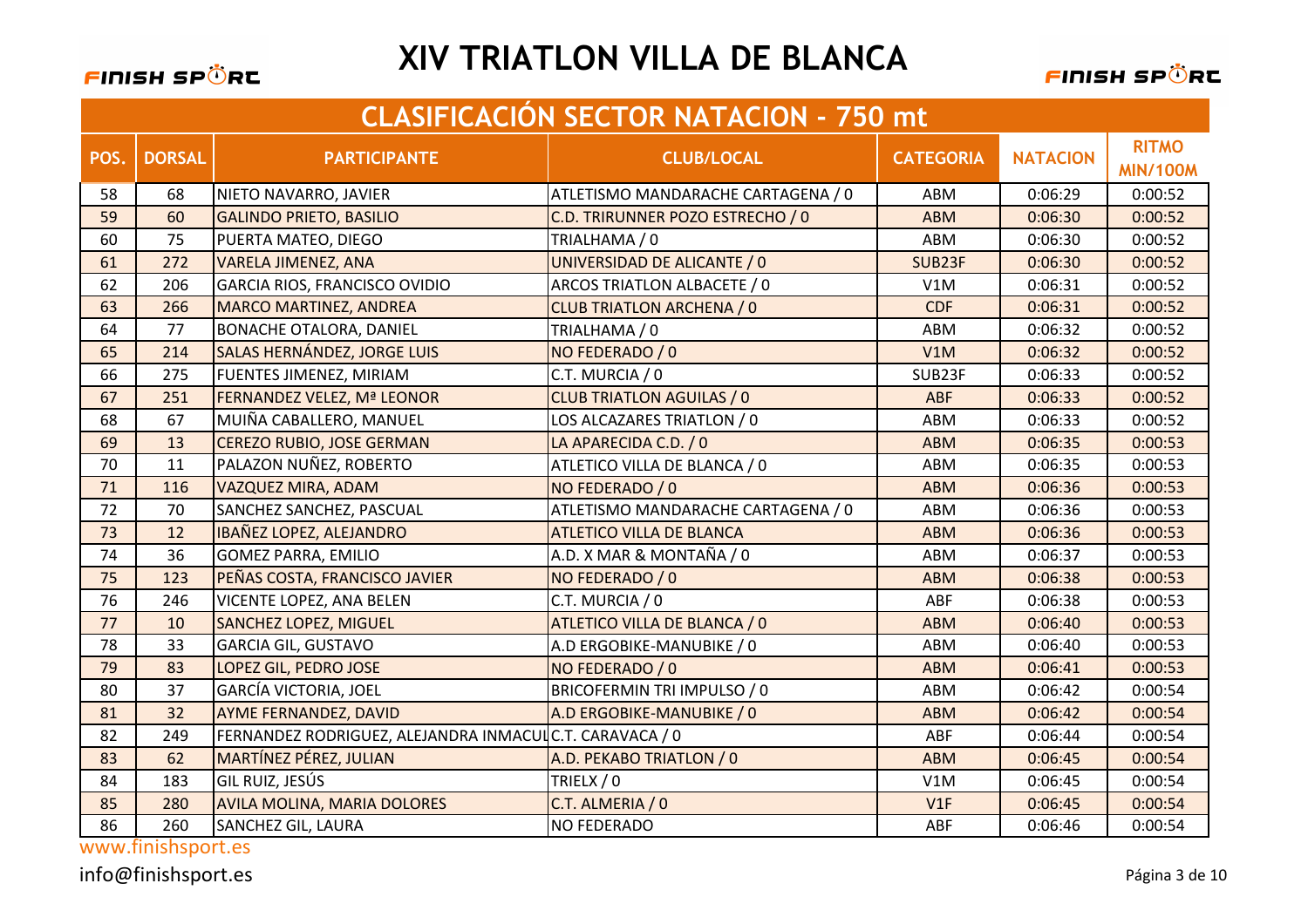# XIV TRIATLON VILLA DE BLANCA

## CLASIFICACIÓN SECTOR NATACION - 750 mt

| POS. | DORSAL | PARTICIPANTE | CLUB/LOCAL | CATEGORIA | NATACION | RITMO MIN/100M |
|---|---|---|---|---|---|---|
| 58 | 68 | NIETO NAVARRO, JAVIER | ATLETISMO MANDARACHE CARTAGENA / 0 | ABM | 0:06:29 | 0:00:52 |
| 59 | 60 | GALINDO PRIETO, BASILIO | C.D. TRIRUNNER POZO ESTRECHO / 0 | ABM | 0:06:30 | 0:00:52 |
| 60 | 75 | PUERTA MATEO, DIEGO | TRIALHAMA / 0 | ABM | 0:06:30 | 0:00:52 |
| 61 | 272 | VARELA JIMENEZ, ANA | UNIVERSIDAD DE ALICANTE / 0 | SUB23F | 0:06:30 | 0:00:52 |
| 62 | 206 | GARCIA RIOS, FRANCISCO OVIDIO | ARCOS TRIATLON ALBACETE / 0 | V1M | 0:06:31 | 0:00:52 |
| 63 | 266 | MARCO MARTINEZ, ANDREA | CLUB TRIATLON ARCHENA / 0 | CDF | 0:06:31 | 0:00:52 |
| 64 | 77 | BONACHE OTALORA, DANIEL | TRIALHAMA / 0 | ABM | 0:06:32 | 0:00:52 |
| 65 | 214 | SALAS HERNÁNDEZ, JORGE LUIS | NO FEDERADO / 0 | V1M | 0:06:32 | 0:00:52 |
| 66 | 275 | FUENTES JIMENEZ, MIRIAM | C.T. MURCIA / 0 | SUB23F | 0:06:33 | 0:00:52 |
| 67 | 251 | FERNANDEZ VELEZ, Mª LEONOR | CLUB TRIATLON AGUILAS / 0 | ABF | 0:06:33 | 0:00:52 |
| 68 | 67 | MUIÑA CABALLERO, MANUEL | LOS ALCAZARES TRIATLON / 0 | ABM | 0:06:33 | 0:00:52 |
| 69 | 13 | CEREZO RUBIO, JOSE GERMAN | LA APARECIDA C.D. / 0 | ABM | 0:06:35 | 0:00:53 |
| 70 | 11 | PALAZON NUÑEZ, ROBERTO | ATLETICO VILLA DE BLANCA / 0 | ABM | 0:06:35 | 0:00:53 |
| 71 | 116 | VAZQUEZ MIRA, ADAM | NO FEDERADO / 0 | ABM | 0:06:36 | 0:00:53 |
| 72 | 70 | SANCHEZ SANCHEZ, PASCUAL | ATLETISMO MANDARACHE CARTAGENA / 0 | ABM | 0:06:36 | 0:00:53 |
| 73 | 12 | IBAÑEZ LOPEZ, ALEJANDRO | ATLETICO VILLA DE BLANCA | ABM | 0:06:36 | 0:00:53 |
| 74 | 36 | GOMEZ PARRA, EMILIO | A.D. X MAR & MONTAÑA / 0 | ABM | 0:06:37 | 0:00:53 |
| 75 | 123 | PEÑAS COSTA, FRANCISCO JAVIER | NO FEDERADO / 0 | ABM | 0:06:38 | 0:00:53 |
| 76 | 246 | VICENTE LOPEZ, ANA BELEN | C.T. MURCIA / 0 | ABF | 0:06:38 | 0:00:53 |
| 77 | 10 | SANCHEZ LOPEZ, MIGUEL | ATLETICO VILLA DE BLANCA / 0 | ABM | 0:06:40 | 0:00:53 |
| 78 | 33 | GARCIA GIL, GUSTAVO | A.D ERGOBIKE-MANUBIKE / 0 | ABM | 0:06:40 | 0:00:53 |
| 79 | 83 | LOPEZ GIL, PEDRO JOSE | NO FEDERADO / 0 | ABM | 0:06:41 | 0:00:53 |
| 80 | 37 | GARCÍA VICTORIA, JOEL | BRICOFERMIN TRI IMPULSO / 0 | ABM | 0:06:42 | 0:00:54 |
| 81 | 32 | AYME FERNANDEZ, DAVID | A.D ERGOBIKE-MANUBIKE / 0 | ABM | 0:06:42 | 0:00:54 |
| 82 | 249 | FERNANDEZ RODRIGUEZ, ALEJANDRA INMACUL | C.T. CARAVACA / 0 | ABF | 0:06:44 | 0:00:54 |
| 83 | 62 | MARTÍNEZ PÉREZ, JULIAN | A.D. PEKABO TRIATLON / 0 | ABM | 0:06:45 | 0:00:54 |
| 84 | 183 | GIL RUIZ, JESÚS | TRIELX / 0 | V1M | 0:06:45 | 0:00:54 |
| 85 | 280 | AVILA MOLINA, MARIA DOLORES | C.T. ALMERIA / 0 | V1F | 0:06:45 | 0:00:54 |
| 86 | 260 | SANCHEZ GIL, LAURA | NO FEDERADO | ABF | 0:06:46 | 0:00:54 |

www.finishsport.es

info@finishsport.es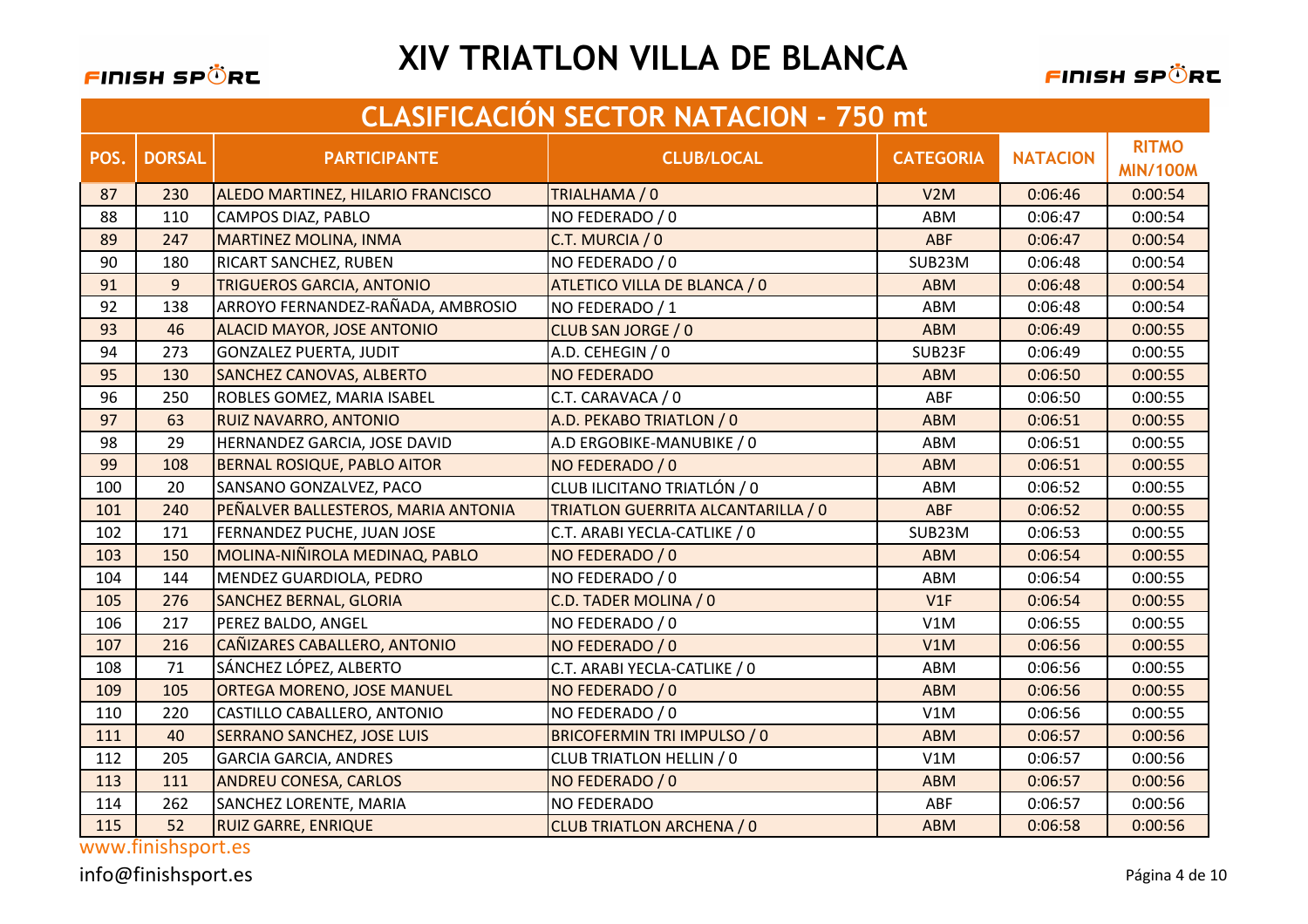# XIV TRIATLON VILLA DE BLANCA

## CLASIFICACIÓN SECTOR NATACION - 750 mt

| POS. | DORSAL | PARTICIPANTE | CLUB/LOCAL | CATEGORIA | NATACION | RITMO MIN/100M |
|---|---|---|---|---|---|---|
| 87 | 230 | ALEDO MARTINEZ, HILARIO FRANCISCO | TRIALHAMA / 0 | V2M | 0:06:46 | 0:00:54 |
| 88 | 110 | CAMPOS DIAZ, PABLO | NO FEDERADO / 0 | ABM | 0:06:47 | 0:00:54 |
| 89 | 247 | MARTINEZ MOLINA, INMA | C.T. MURCIA / 0 | ABF | 0:06:47 | 0:00:54 |
| 90 | 180 | RICART SANCHEZ, RUBEN | NO FEDERADO / 0 | SUB23M | 0:06:48 | 0:00:54 |
| 91 | 9 | TRIGUEROS GARCIA, ANTONIO | ATLETICO VILLA DE BLANCA / 0 | ABM | 0:06:48 | 0:00:54 |
| 92 | 138 | ARROYO FERNANDEZ-RAÑADA, AMBROSIO | NO FEDERADO / 1 | ABM | 0:06:48 | 0:00:54 |
| 93 | 46 | ALACID MAYOR, JOSE ANTONIO | CLUB SAN JORGE / 0 | ABM | 0:06:49 | 0:00:55 |
| 94 | 273 | GONZALEZ PUERTA, JUDIT | A.D. CEHEGIN / 0 | SUB23F | 0:06:49 | 0:00:55 |
| 95 | 130 | SANCHEZ CANOVAS, ALBERTO | NO FEDERADO | ABM | 0:06:50 | 0:00:55 |
| 96 | 250 | ROBLES GOMEZ, MARIA ISABEL | C.T. CARAVACA / 0 | ABF | 0:06:50 | 0:00:55 |
| 97 | 63 | RUIZ NAVARRO, ANTONIO | A.D. PEKABO TRIATLON / 0 | ABM | 0:06:51 | 0:00:55 |
| 98 | 29 | HERNANDEZ GARCIA, JOSE DAVID | A.D ERGOBIKE-MANUBIKE / 0 | ABM | 0:06:51 | 0:00:55 |
| 99 | 108 | BERNAL ROSIQUE, PABLO AITOR | NO FEDERADO / 0 | ABM | 0:06:51 | 0:00:55 |
| 100 | 20 | SANSANO GONZALVEZ, PACO | CLUB ILICITANO TRIATLÓN / 0 | ABM | 0:06:52 | 0:00:55 |
| 101 | 240 | PEÑALVER BALLESTEROS, MARIA ANTONIA | TRIATLON GUERRITA ALCANTARILLA / 0 | ABF | 0:06:52 | 0:00:55 |
| 102 | 171 | FERNANDEZ PUCHE, JUAN JOSE | C.T. ARABI YECLA-CATLIKE / 0 | SUB23M | 0:06:53 | 0:00:55 |
| 103 | 150 | MOLINA-NIÑIROLA MEDINAQ, PABLO | NO FEDERADO / 0 | ABM | 0:06:54 | 0:00:55 |
| 104 | 144 | MENDEZ GUARDIOLA, PEDRO | NO FEDERADO / 0 | ABM | 0:06:54 | 0:00:55 |
| 105 | 276 | SANCHEZ BERNAL, GLORIA | C.D. TADER MOLINA / 0 | V1F | 0:06:54 | 0:00:55 |
| 106 | 217 | PEREZ BALDO, ANGEL | NO FEDERADO / 0 | V1M | 0:06:55 | 0:00:55 |
| 107 | 216 | CAÑIZARES CABALLERO, ANTONIO | NO FEDERADO / 0 | V1M | 0:06:56 | 0:00:55 |
| 108 | 71 | SÁNCHEZ LÓPEZ, ALBERTO | C.T. ARABI YECLA-CATLIKE / 0 | ABM | 0:06:56 | 0:00:55 |
| 109 | 105 | ORTEGA MORENO, JOSE MANUEL | NO FEDERADO / 0 | ABM | 0:06:56 | 0:00:55 |
| 110 | 220 | CASTILLO CABALLERO, ANTONIO | NO FEDERADO / 0 | V1M | 0:06:56 | 0:00:55 |
| 111 | 40 | SERRANO SANCHEZ, JOSE LUIS | BRICOFERMIN TRI IMPULSO / 0 | ABM | 0:06:57 | 0:00:56 |
| 112 | 205 | GARCIA GARCIA, ANDRES | CLUB TRIATLON HELLIN / 0 | V1M | 0:06:57 | 0:00:56 |
| 113 | 111 | ANDREU CONESA, CARLOS | NO FEDERADO / 0 | ABM | 0:06:57 | 0:00:56 |
| 114 | 262 | SANCHEZ LORENTE, MARIA | NO FEDERADO | ABF | 0:06:57 | 0:00:56 |
| 115 | 52 | RUIZ GARRE, ENRIQUE | CLUB TRIATLON ARCHENA / 0 | ABM | 0:06:58 | 0:00:56 |

www.finishsport.es

info@finishsport.es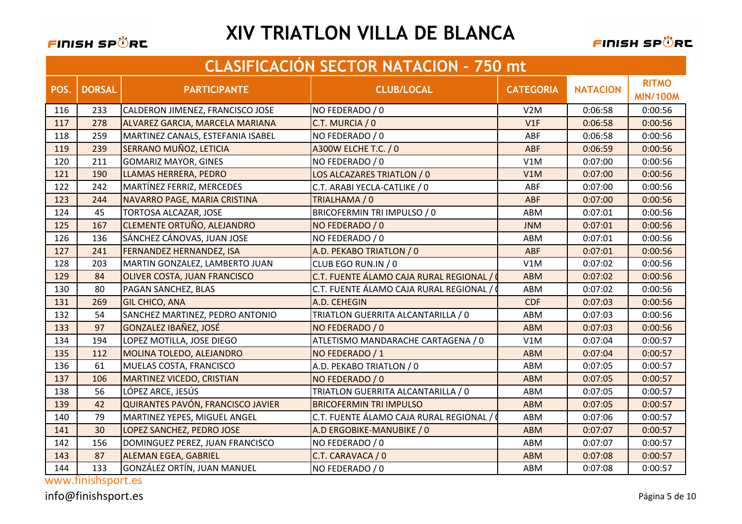# XIV TRIATLON VILLA DE BLANCA

## CLASIFICACIÓN SECTOR NATACION - 750 mt

| POS. | DORSAL | PARTICIPANTE | CLUB/LOCAL | CATEGORIA | NATACION | RITMO MIN/100M |
|---|---|---|---|---|---|---|
| 116 | 233 | CALDERON JIMENEZ, FRANCISCO JOSE | NO FEDERADO / 0 | V2M | 0:06:58 | 0:00:56 |
| 117 | 278 | ALVAREZ GARCIA, MARCELA MARIANA | C.T. MURCIA / 0 | V1F | 0:06:58 | 0:00:56 |
| 118 | 259 | MARTINEZ CANALS, ESTEFANIA ISABEL | NO FEDERADO / 0 | ABF | 0:06:58 | 0:00:56 |
| 119 | 239 | SERRANO MUÑOZ, LETICIA | A300W ELCHE T.C. / 0 | ABF | 0:06:59 | 0:00:56 |
| 120 | 211 | GOMARIZ MAYOR, GINES | NO FEDERADO / 0 | V1M | 0:07:00 | 0:00:56 |
| 121 | 190 | LLAMAS HERRERA, PEDRO | LOS ALCAZARES TRIATLON / 0 | V1M | 0:07:00 | 0:00:56 |
| 122 | 242 | MARTÍNEZ FERRIZ, MERCEDES | C.T. ARABI YECLA-CATLIKE / 0 | ABF | 0:07:00 | 0:00:56 |
| 123 | 244 | NAVARRO PAGE, MARIA CRISTINA | TRIALHAMA / 0 | ABF | 0:07:00 | 0:00:56 |
| 124 | 45 | TORTOSA ALCAZAR, JOSE | BRICOFERMIN TRI IMPULSO / 0 | ABM | 0:07:01 | 0:00:56 |
| 125 | 167 | CLEMENTE ORTUÑO, ALEJANDRO | NO FEDERADO / 0 | JNM | 0:07:01 | 0:00:56 |
| 126 | 136 | SÁNCHEZ CÁNOVAS, JUAN JOSE | NO FEDERADO / 0 | ABM | 0:07:01 | 0:00:56 |
| 127 | 241 | FERNANDEZ HERNANDEZ, ISA | A.D. PEKABO TRIATLON / 0 | ABF | 0:07:01 | 0:00:56 |
| 128 | 203 | MARTIN GONZALEZ, LAMBERTO JUAN | CLUB EGO RUN.IN / 0 | V1M | 0:07:02 | 0:00:56 |
| 129 | 84 | OLIVER COSTA, JUAN FRANCISCO | C.T. FUENTE ÁLAMO CAJA RURAL REGIONAL / ( | ABM | 0:07:02 | 0:00:56 |
| 130 | 80 | PAGAN SANCHEZ, BLAS | C.T. FUENTE ÁLAMO CAJA RURAL REGIONAL / ( | ABM | 0:07:02 | 0:00:56 |
| 131 | 269 | GIL CHICO, ANA | A.D. CEHEGIN | CDF | 0:07:03 | 0:00:56 |
| 132 | 54 | SANCHEZ MARTINEZ, PEDRO ANTONIO | TRIATLON GUERRITA ALCANTARILLA / 0 | ABM | 0:07:03 | 0:00:56 |
| 133 | 97 | GONZALEZ IBAÑEZ, JOSÉ | NO FEDERADO / 0 | ABM | 0:07:03 | 0:00:56 |
| 134 | 194 | LOPEZ MOTILLA, JOSE DIEGO | ATLETISMO MANDARACHE CARTAGENA / 0 | V1M | 0:07:04 | 0:00:57 |
| 135 | 112 | MOLINA TOLEDO, ALEJANDRO | NO FEDERADO / 1 | ABM | 0:07:04 | 0:00:57 |
| 136 | 61 | MUELAS COSTA, FRANCISCO | A.D. PEKABO TRIATLON / 0 | ABM | 0:07:05 | 0:00:57 |
| 137 | 106 | MARTINEZ VICEDO, CRISTIAN | NO FEDERADO / 0 | ABM | 0:07:05 | 0:00:57 |
| 138 | 56 | LÓPEZ ARCE, JESÚS | TRIATLON GUERRITA ALCANTARILLA / 0 | ABM | 0:07:05 | 0:00:57 |
| 139 | 42 | QUIRANTES PAVÓN, FRANCISCO JAVIER | BRICOFERMIN TRI IMPULSO | ABM | 0:07:05 | 0:00:57 |
| 140 | 79 | MARTINEZ YEPES, MIGUEL ANGEL | C.T. FUENTE ÁLAMO CAJA RURAL REGIONAL / ( | ABM | 0:07:06 | 0:00:57 |
| 141 | 30 | LOPEZ SANCHEZ, PEDRO JOSE | A.D ERGOBIKE-MANUBIKE / 0 | ABM | 0:07:07 | 0:00:57 |
| 142 | 156 | DOMINGUEZ PEREZ, JUAN FRANCISCO | NO FEDERADO / 0 | ABM | 0:07:07 | 0:00:57 |
| 143 | 87 | ALEMAN EGEA, GABRIEL | C.T. CARAVACA / 0 | ABM | 0:07:08 | 0:00:57 |
| 144 | 133 | GONZÁLEZ ORTÍN, JUAN MANUEL | NO FEDERADO / 0 | ABM | 0:07:08 | 0:00:57 |

www.finishsport.es

info@finishsport.es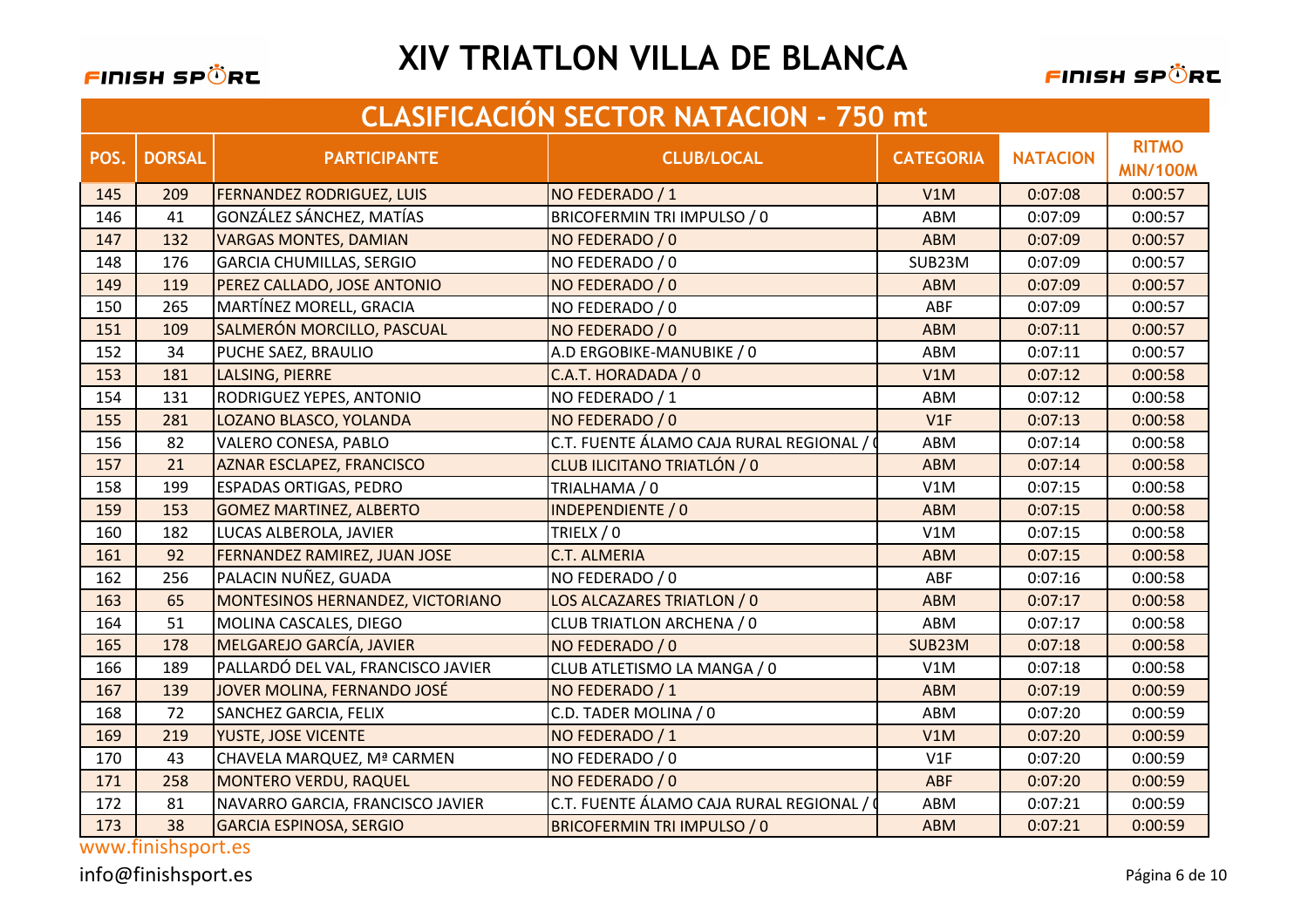# XIV TRIATLON VILLA DE BLANCA

## CLASIFICACIÓN SECTOR NATACION - 750 mt

| POS. | DORSAL | PARTICIPANTE | CLUB/LOCAL | CATEGORIA | NATACION | RITMO MIN/100M |
|---|---|---|---|---|---|---|
| 145 | 209 | FERNANDEZ RODRIGUEZ, LUIS | NO FEDERADO / 1 | V1M | 0:07:08 | 0:00:57 |
| 146 | 41 | GONZÁLEZ SÁNCHEZ, MATÍAS | BRICOFERMIN TRI IMPULSO / 0 | ABM | 0:07:09 | 0:00:57 |
| 147 | 132 | VARGAS MONTES, DAMIAN | NO FEDERADO / 0 | ABM | 0:07:09 | 0:00:57 |
| 148 | 176 | GARCIA CHUMILLAS, SERGIO | NO FEDERADO / 0 | SUB23M | 0:07:09 | 0:00:57 |
| 149 | 119 | PEREZ CALLADO, JOSE ANTONIO | NO FEDERADO / 0 | ABM | 0:07:09 | 0:00:57 |
| 150 | 265 | MARTÍNEZ MORELL, GRACIA | NO FEDERADO / 0 | ABF | 0:07:09 | 0:00:57 |
| 151 | 109 | SALMERÓN MORCILLO, PASCUAL | NO FEDERADO / 0 | ABM | 0:07:11 | 0:00:57 |
| 152 | 34 | PUCHE SAEZ, BRAULIO | A.D ERGOBIKE-MANUBIKE / 0 | ABM | 0:07:11 | 0:00:57 |
| 153 | 181 | LALSING, PIERRE | C.A.T. HORADADA / 0 | V1M | 0:07:12 | 0:00:58 |
| 154 | 131 | RODRIGUEZ YEPES, ANTONIO | NO FEDERADO / 1 | ABM | 0:07:12 | 0:00:58 |
| 155 | 281 | LOZANO BLASCO, YOLANDA | NO FEDERADO / 0 | V1F | 0:07:13 | 0:00:58 |
| 156 | 82 | VALERO CONESA, PABLO | C.T. FUENTE ÁLAMO CAJA RURAL REGIONAL / ( | ABM | 0:07:14 | 0:00:58 |
| 157 | 21 | AZNAR ESCLAPEZ, FRANCISCO | CLUB ILICITANO TRIATLÓN / 0 | ABM | 0:07:14 | 0:00:58 |
| 158 | 199 | ESPADAS ORTIGAS, PEDRO | TRIALHAMA / 0 | V1M | 0:07:15 | 0:00:58 |
| 159 | 153 | GOMEZ MARTINEZ, ALBERTO | INDEPENDIENTE / 0 | ABM | 0:07:15 | 0:00:58 |
| 160 | 182 | LUCAS ALBEROLA, JAVIER | TRIELX / 0 | V1M | 0:07:15 | 0:00:58 |
| 161 | 92 | FERNANDEZ RAMIREZ, JUAN JOSE | C.T. ALMERIA | ABM | 0:07:15 | 0:00:58 |
| 162 | 256 | PALACIN NUÑEZ, GUADA | NO FEDERADO / 0 | ABF | 0:07:16 | 0:00:58 |
| 163 | 65 | MONTESINOS HERNANDEZ, VICTORIANO | LOS ALCAZARES TRIATLON / 0 | ABM | 0:07:17 | 0:00:58 |
| 164 | 51 | MOLINA CASCALES, DIEGO | CLUB TRIATLON ARCHENA / 0 | ABM | 0:07:17 | 0:00:58 |
| 165 | 178 | MELGAREJO GARCÍA, JAVIER | NO FEDERADO / 0 | SUB23M | 0:07:18 | 0:00:58 |
| 166 | 189 | PALLARDÓ DEL VAL, FRANCISCO JAVIER | CLUB ATLETISMO LA MANGA / 0 | V1M | 0:07:18 | 0:00:58 |
| 167 | 139 | JOVER MOLINA, FERNANDO JOSÉ | NO FEDERADO / 1 | ABM | 0:07:19 | 0:00:59 |
| 168 | 72 | SANCHEZ GARCIA, FELIX | C.D. TADER MOLINA / 0 | ABM | 0:07:20 | 0:00:59 |
| 169 | 219 | YUSTE, JOSE VICENTE | NO FEDERADO / 1 | V1M | 0:07:20 | 0:00:59 |
| 170 | 43 | CHAVELA MARQUEZ, Mª CARMEN | NO FEDERADO / 0 | V1F | 0:07:20 | 0:00:59 |
| 171 | 258 | MONTERO VERDU, RAQUEL | NO FEDERADO / 0 | ABF | 0:07:20 | 0:00:59 |
| 172 | 81 | NAVARRO GARCIA, FRANCISCO JAVIER | C.T. FUENTE ÁLAMO CAJA RURAL REGIONAL / ( | ABM | 0:07:21 | 0:00:59 |
| 173 | 38 | GARCIA ESPINOSA, SERGIO | BRICOFERMIN TRI IMPULSO / 0 | ABM | 0:07:21 | 0:00:59 |

www.finishsport.es

info@finishsport.es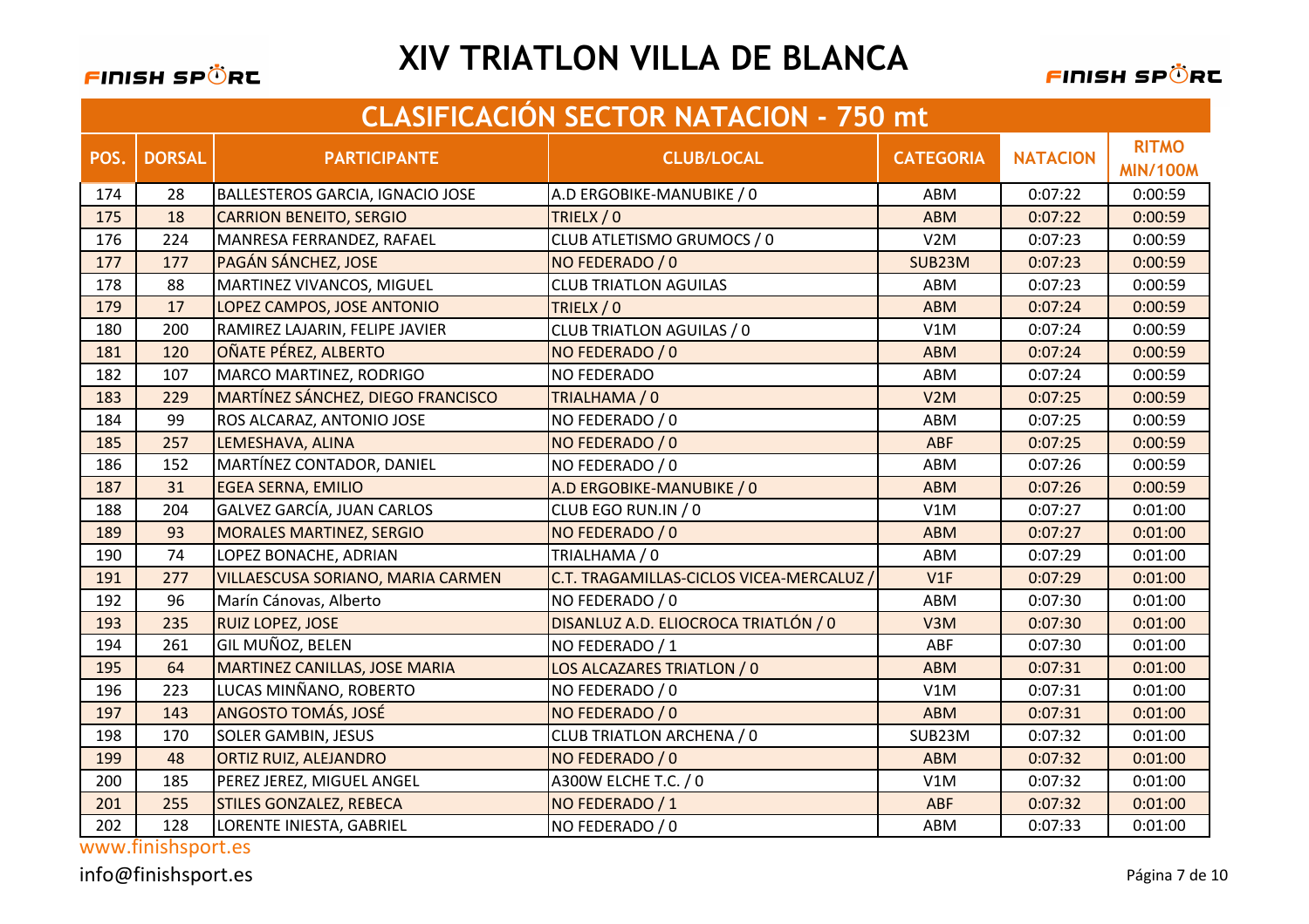# XIV TRIATLON VILLA DE BLANCA

## CLASIFICACIÓN SECTOR NATACION - 750 mt

| POS. | DORSAL | PARTICIPANTE | CLUB/LOCAL | CATEGORIA | NATACION | RITMO MIN/100M |
|---|---|---|---|---|---|---|
| 174 | 28 | BALLESTEROS GARCIA, IGNACIO JOSE | A.D ERGOBIKE-MANUBIKE / 0 | ABM | 0:07:22 | 0:00:59 |
| 175 | 18 | CARRION BENEITO, SERGIO | TRIELX / 0 | ABM | 0:07:22 | 0:00:59 |
| 176 | 224 | MANRESA FERRANDEZ, RAFAEL | CLUB ATLETISMO GRUMOCS / 0 | V2M | 0:07:23 | 0:00:59 |
| 177 | 177 | PAGÁN SÁNCHEZ, JOSE | NO FEDERADO / 0 | SUB23M | 0:07:23 | 0:00:59 |
| 178 | 88 | MARTINEZ VIVANCOS, MIGUEL | CLUB TRIATLON AGUILAS | ABM | 0:07:23 | 0:00:59 |
| 179 | 17 | LOPEZ CAMPOS, JOSE ANTONIO | TRIELX / 0 | ABM | 0:07:24 | 0:00:59 |
| 180 | 200 | RAMIREZ LAJARIN, FELIPE JAVIER | CLUB TRIATLON AGUILAS / 0 | V1M | 0:07:24 | 0:00:59 |
| 181 | 120 | OÑATE PÉREZ, ALBERTO | NO FEDERADO / 0 | ABM | 0:07:24 | 0:00:59 |
| 182 | 107 | MARCO MARTINEZ, RODRIGO | NO FEDERADO | ABM | 0:07:24 | 0:00:59 |
| 183 | 229 | MARTÍNEZ SÁNCHEZ, DIEGO FRANCISCO | TRIALHAMA / 0 | V2M | 0:07:25 | 0:00:59 |
| 184 | 99 | ROS ALCARAZ, ANTONIO JOSE | NO FEDERADO / 0 | ABM | 0:07:25 | 0:00:59 |
| 185 | 257 | LEMESHAVA, ALINA | NO FEDERADO / 0 | ABF | 0:07:25 | 0:00:59 |
| 186 | 152 | MARTÍNEZ CONTADOR, DANIEL | NO FEDERADO / 0 | ABM | 0:07:26 | 0:00:59 |
| 187 | 31 | EGEA SERNA, EMILIO | A.D ERGOBIKE-MANUBIKE / 0 | ABM | 0:07:26 | 0:00:59 |
| 188 | 204 | GALVEZ GARCÍA, JUAN CARLOS | CLUB EGO RUN.IN / 0 | V1M | 0:07:27 | 0:01:00 |
| 189 | 93 | MORALES MARTINEZ, SERGIO | NO FEDERADO / 0 | ABM | 0:07:27 | 0:01:00 |
| 190 | 74 | LOPEZ BONACHE, ADRIAN | TRIALHAMA / 0 | ABM | 0:07:29 | 0:01:00 |
| 191 | 277 | VILLAESCUSA SORIANO, MARIA CARMEN | C.T. TRAGAMILLAS-CICLOS VICEA-MERCALUZ / | V1F | 0:07:29 | 0:01:00 |
| 192 | 96 | Marín Cánovas, Alberto | NO FEDERADO / 0 | ABM | 0:07:30 | 0:01:00 |
| 193 | 235 | RUIZ LOPEZ, JOSE | DISANLUZ A.D. ELIOCROCA TRIATLÓN / 0 | V3M | 0:07:30 | 0:01:00 |
| 194 | 261 | GIL MUÑOZ, BELEN | NO FEDERADO / 1 | ABF | 0:07:30 | 0:01:00 |
| 195 | 64 | MARTINEZ CANILLAS, JOSE MARIA | LOS ALCAZARES TRIATLON / 0 | ABM | 0:07:31 | 0:01:00 |
| 196 | 223 | LUCAS MINÑANO, ROBERTO | NO FEDERADO / 0 | V1M | 0:07:31 | 0:01:00 |
| 197 | 143 | ANGOSTO TOMÁS, JOSÉ | NO FEDERADO / 0 | ABM | 0:07:31 | 0:01:00 |
| 198 | 170 | SOLER GAMBIN, JESUS | CLUB TRIATLON ARCHENA / 0 | SUB23M | 0:07:32 | 0:01:00 |
| 199 | 48 | ORTIZ RUIZ, ALEJANDRO | NO FEDERADO / 0 | ABM | 0:07:32 | 0:01:00 |
| 200 | 185 | PEREZ JEREZ, MIGUEL ANGEL | A300W ELCHE T.C. / 0 | V1M | 0:07:32 | 0:01:00 |
| 201 | 255 | STILES GONZALEZ, REBECA | NO FEDERADO / 1 | ABF | 0:07:32 | 0:01:00 |
| 202 | 128 | LORENTE INIESTA, GABRIEL | NO FEDERADO / 0 | ABM | 0:07:33 | 0:01:00 |

www.finishsport.es

info@finishsport.es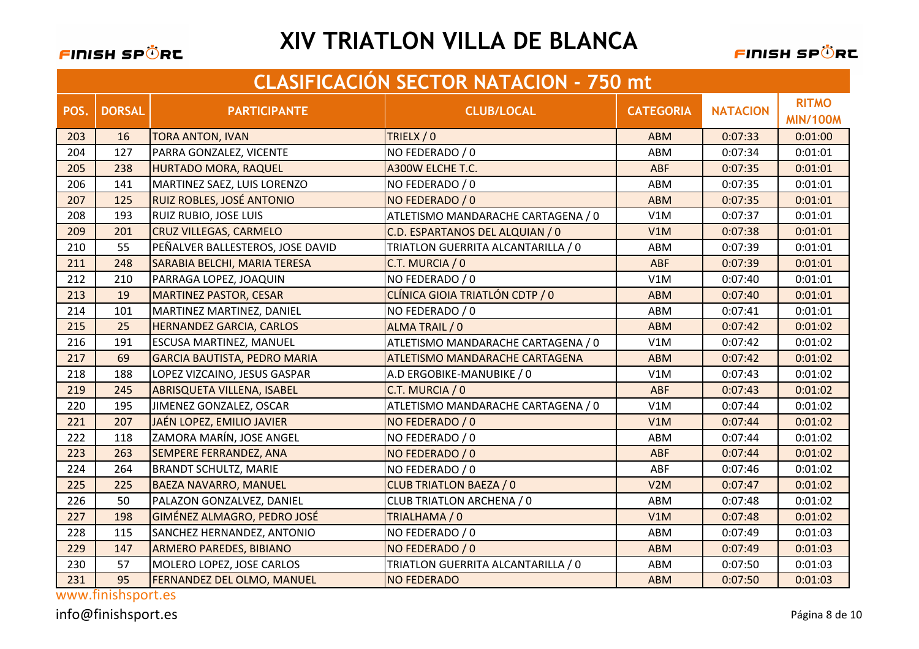# XIV TRIATLON VILLA DE BLANCA

## CLASIFICACIÓN SECTOR NATACION - 750 mt

| POS. | DORSAL | PARTICIPANTE | CLUB/LOCAL | CATEGORIA | NATACION | RITMO MIN/100M |
|---|---|---|---|---|---|---|
| 203 | 16 | TORA ANTON, IVAN | TRIELX / 0 | ABM | 0:07:33 | 0:01:00 |
| 204 | 127 | PARRA GONZALEZ, VICENTE | NO FEDERADO / 0 | ABM | 0:07:34 | 0:01:01 |
| 205 | 238 | HURTADO MORA, RAQUEL | A300W ELCHE T.C. | ABF | 0:07:35 | 0:01:01 |
| 206 | 141 | MARTINEZ SAEZ, LUIS LORENZO | NO FEDERADO / 0 | ABM | 0:07:35 | 0:01:01 |
| 207 | 125 | RUIZ ROBLES, JOSÉ ANTONIO | NO FEDERADO / 0 | ABM | 0:07:35 | 0:01:01 |
| 208 | 193 | RUIZ RUBIO, JOSE LUIS | ATLETISMO MANDARACHE CARTAGENA / 0 | V1M | 0:07:37 | 0:01:01 |
| 209 | 201 | CRUZ VILLEGAS, CARMELO | C.D. ESPARTANOS DEL ALQUIAN / 0 | V1M | 0:07:38 | 0:01:01 |
| 210 | 55 | PEÑALVER BALLESTEROS, JOSE DAVID | TRIATLON GUERRITA ALCANTARILLA / 0 | ABM | 0:07:39 | 0:01:01 |
| 211 | 248 | SARABIA BELCHI, MARIA TERESA | C.T. MURCIA / 0 | ABF | 0:07:39 | 0:01:01 |
| 212 | 210 | PARRAGA LOPEZ, JOAQUIN | NO FEDERADO / 0 | V1M | 0:07:40 | 0:01:01 |
| 213 | 19 | MARTINEZ PASTOR, CESAR | CLÍNICA GIOIA TRIATLÓN CDTP / 0 | ABM | 0:07:40 | 0:01:01 |
| 214 | 101 | MARTINEZ MARTINEZ, DANIEL | NO FEDERADO / 0 | ABM | 0:07:41 | 0:01:01 |
| 215 | 25 | HERNANDEZ GARCIA, CARLOS | ALMA TRAIL / 0 | ABM | 0:07:42 | 0:01:02 |
| 216 | 191 | ESCUSA MARTINEZ, MANUEL | ATLETISMO MANDARACHE CARTAGENA / 0 | V1M | 0:07:42 | 0:01:02 |
| 217 | 69 | GARCIA BAUTISTA, PEDRO MARIA | ATLETISMO MANDARACHE CARTAGENA | ABM | 0:07:42 | 0:01:02 |
| 218 | 188 | LOPEZ VIZCAINO, JESUS GASPAR | A.D ERGOBIKE-MANUBIKE / 0 | V1M | 0:07:43 | 0:01:02 |
| 219 | 245 | ABRISQUETA VILLENA, ISABEL | C.T. MURCIA / 0 | ABF | 0:07:43 | 0:01:02 |
| 220 | 195 | JIMENEZ GONZALEZ, OSCAR | ATLETISMO MANDARACHE CARTAGENA / 0 | V1M | 0:07:44 | 0:01:02 |
| 221 | 207 | JAÉN LOPEZ, EMILIO JAVIER | NO FEDERADO / 0 | V1M | 0:07:44 | 0:01:02 |
| 222 | 118 | ZAMORA MARÍN, JOSE ANGEL | NO FEDERADO / 0 | ABM | 0:07:44 | 0:01:02 |
| 223 | 263 | SEMPERE FERRANDEZ, ANA | NO FEDERADO / 0 | ABF | 0:07:44 | 0:01:02 |
| 224 | 264 | BRANDT SCHULTZ, MARIE | NO FEDERADO / 0 | ABF | 0:07:46 | 0:01:02 |
| 225 | 225 | BAEZA NAVARRO, MANUEL | CLUB TRIATLON BAEZA / 0 | V2M | 0:07:47 | 0:01:02 |
| 226 | 50 | PALAZON GONZALVEZ, DANIEL | CLUB TRIATLON ARCHENA / 0 | ABM | 0:07:48 | 0:01:02 |
| 227 | 198 | GIMÉNEZ ALMAGRO, PEDRO JOSÉ | TRIALHAMA / 0 | V1M | 0:07:48 | 0:01:02 |
| 228 | 115 | SANCHEZ HERNANDEZ, ANTONIO | NO FEDERADO / 0 | ABM | 0:07:49 | 0:01:03 |
| 229 | 147 | ARMERO PAREDES, BIBIANO | NO FEDERADO / 0 | ABM | 0:07:49 | 0:01:03 |
| 230 | 57 | MOLERO LOPEZ, JOSE CARLOS | TRIATLON GUERRITA ALCANTARILLA / 0 | ABM | 0:07:50 | 0:01:03 |
| 231 | 95 | FERNANDEZ DEL OLMO, MANUEL | NO FEDERADO | ABM | 0:07:50 | 0:01:03 |

www.finishsport.es

info@finishsport.es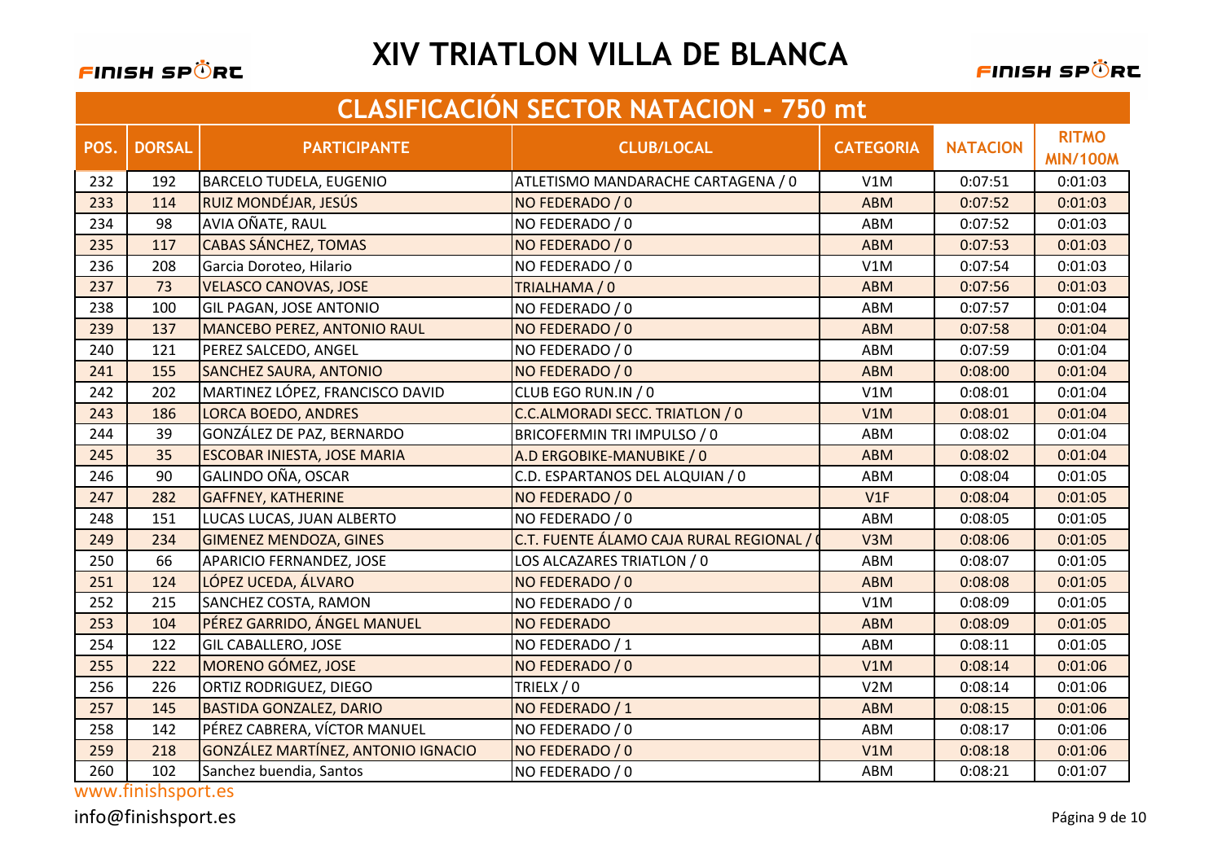# XIV TRIATLON VILLA DE BLANCA

## CLASIFICACIÓN SECTOR NATACION - 750 mt

| POS. | DORSAL | PARTICIPANTE | CLUB/LOCAL | CATEGORIA | NATACION | RITMO MIN/100M |
|---|---|---|---|---|---|---|
| 232 | 192 | BARCELO TUDELA, EUGENIO | ATLETISMO MANDARACHE CARTAGENA / 0 | V1M | 0:07:51 | 0:01:03 |
| 233 | 114 | RUIZ MONDÉJAR, JESÚS | NO FEDERADO / 0 | ABM | 0:07:52 | 0:01:03 |
| 234 | 98 | AVIA OÑATE, RAUL | NO FEDERADO / 0 | ABM | 0:07:52 | 0:01:03 |
| 235 | 117 | CABAS SÁNCHEZ, TOMAS | NO FEDERADO / 0 | ABM | 0:07:53 | 0:01:03 |
| 236 | 208 | Garcia Doroteo, Hilario | NO FEDERADO / 0 | V1M | 0:07:54 | 0:01:03 |
| 237 | 73 | VELASCO CANOVAS, JOSE | TRIALHAMA / 0 | ABM | 0:07:56 | 0:01:03 |
| 238 | 100 | GIL PAGAN, JOSE ANTONIO | NO FEDERADO / 0 | ABM | 0:07:57 | 0:01:04 |
| 239 | 137 | MANCEBO PEREZ, ANTONIO RAUL | NO FEDERADO / 0 | ABM | 0:07:58 | 0:01:04 |
| 240 | 121 | PEREZ SALCEDO, ANGEL | NO FEDERADO / 0 | ABM | 0:07:59 | 0:01:04 |
| 241 | 155 | SANCHEZ SAURA, ANTONIO | NO FEDERADO / 0 | ABM | 0:08:00 | 0:01:04 |
| 242 | 202 | MARTINEZ LÓPEZ, FRANCISCO DAVID | CLUB EGO RUN.IN / 0 | V1M | 0:08:01 | 0:01:04 |
| 243 | 186 | LORCA BOEDO, ANDRES | C.C.ALMORADI SECC. TRIATLON / 0 | V1M | 0:08:01 | 0:01:04 |
| 244 | 39 | GONZÁLEZ DE PAZ, BERNARDO | BRICOFERMIN TRI IMPULSO / 0 | ABM | 0:08:02 | 0:01:04 |
| 245 | 35 | ESCOBAR INIESTA, JOSE MARIA | A.D ERGOBIKE-MANUBIKE / 0 | ABM | 0:08:02 | 0:01:04 |
| 246 | 90 | GALINDO OÑA, OSCAR | C.D. ESPARTANOS DEL ALQUIAN / 0 | ABM | 0:08:04 | 0:01:05 |
| 247 | 282 | GAFFNEY, KATHERINE | NO FEDERADO / 0 | V1F | 0:08:04 | 0:01:05 |
| 248 | 151 | LUCAS LUCAS, JUAN ALBERTO | NO FEDERADO / 0 | ABM | 0:08:05 | 0:01:05 |
| 249 | 234 | GIMENEZ MENDOZA, GINES | C.T. FUENTE ÁLAMO CAJA RURAL REGIONAL / ( | V3M | 0:08:06 | 0:01:05 |
| 250 | 66 | APARICIO FERNANDEZ, JOSE | LOS ALCAZARES TRIATLON / 0 | ABM | 0:08:07 | 0:01:05 |
| 251 | 124 | LÓPEZ UCEDA, ÁLVARO | NO FEDERADO / 0 | ABM | 0:08:08 | 0:01:05 |
| 252 | 215 | SANCHEZ COSTA, RAMON | NO FEDERADO / 0 | V1M | 0:08:09 | 0:01:05 |
| 253 | 104 | PÉREZ GARRIDO, ÁNGEL MANUEL | NO FEDERADO | ABM | 0:08:09 | 0:01:05 |
| 254 | 122 | GIL CABALLERO, JOSE | NO FEDERADO / 1 | ABM | 0:08:11 | 0:01:05 |
| 255 | 222 | MORENO GÓMEZ, JOSE | NO FEDERADO / 0 | V1M | 0:08:14 | 0:01:06 |
| 256 | 226 | ORTIZ RODRIGUEZ, DIEGO | TRIELX / 0 | V2M | 0:08:14 | 0:01:06 |
| 257 | 145 | BASTIDA GONZALEZ, DARIO | NO FEDERADO / 1 | ABM | 0:08:15 | 0:01:06 |
| 258 | 142 | PÉREZ CABRERA, VÍCTOR MANUEL | NO FEDERADO / 0 | ABM | 0:08:17 | 0:01:06 |
| 259 | 218 | GONZÁLEZ MARTÍNEZ, ANTONIO IGNACIO | NO FEDERADO / 0 | V1M | 0:08:18 | 0:01:06 |
| 260 | 102 | Sanchez buendia, Santos | NO FEDERADO / 0 | ABM | 0:08:21 | 0:01:07 |

www.finishsport.es

info@finishsport.es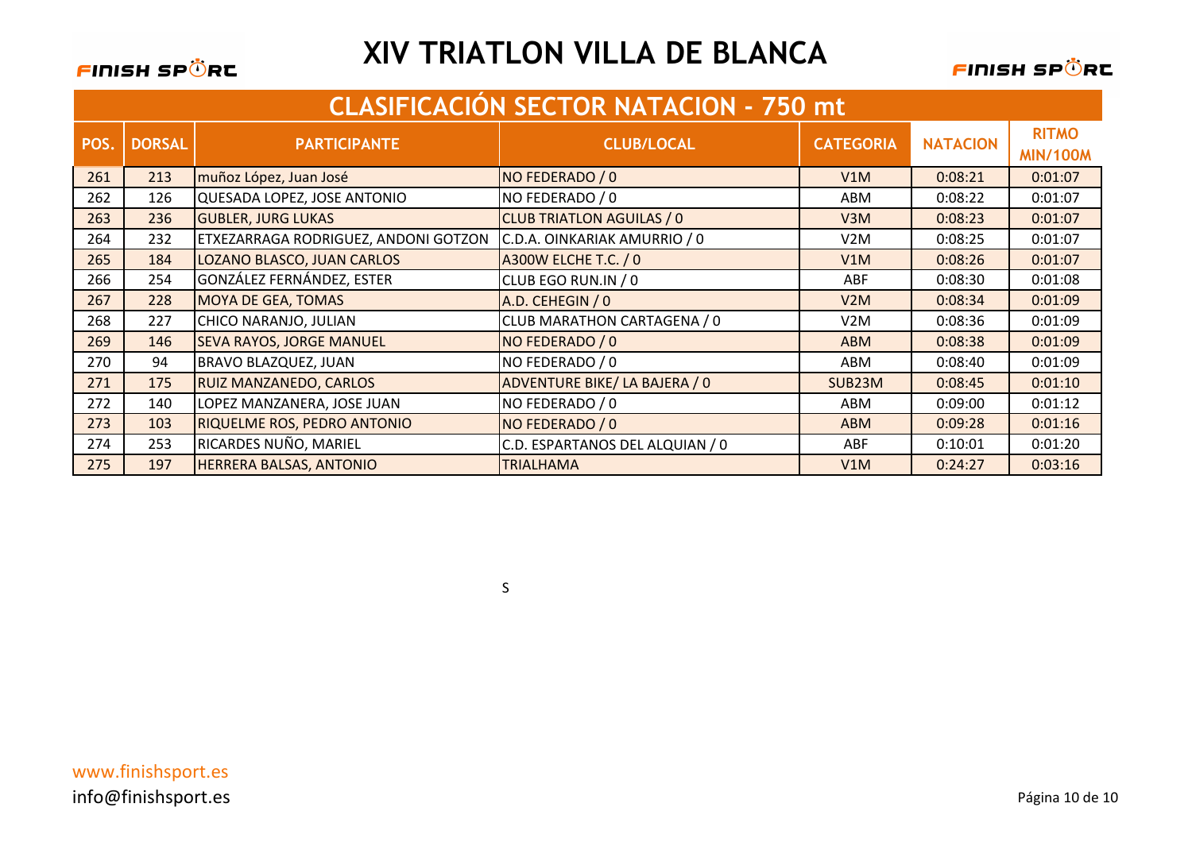# XIV TRIATLON VILLA DE BLANCA

## CLASIFICACIÓN SECTOR NATACION - 750 mt

| POS. | DORSAL | PARTICIPANTE | CLUB/LOCAL | CATEGORIA | NATACION | RITMO MIN/100M |
|---|---|---|---|---|---|---|
| 261 | 213 | muñoz López, Juan José | NO FEDERADO / 0 | V1M | 0:08:21 | 0:01:07 |
| 262 | 126 | QUESADA LOPEZ, JOSE ANTONIO | NO FEDERADO / 0 | ABM | 0:08:22 | 0:01:07 |
| 263 | 236 | GUBLER, JURG LUKAS | CLUB TRIATLON AGUILAS / 0 | V3M | 0:08:23 | 0:01:07 |
| 264 | 232 | ETXEZARRAGA RODRIGUEZ, ANDONI GOTZON | C.D.A. OINKARIAK AMURRIO / 0 | V2M | 0:08:25 | 0:01:07 |
| 265 | 184 | LOZANO BLASCO, JUAN CARLOS | A300W ELCHE T.C. / 0 | V1M | 0:08:26 | 0:01:07 |
| 266 | 254 | GONZÁLEZ FERNÁNDEZ, ESTER | CLUB EGO RUN.IN / 0 | ABF | 0:08:30 | 0:01:08 |
| 267 | 228 | MOYA DE GEA, TOMAS | A.D. CEHEGIN / 0 | V2M | 0:08:34 | 0:01:09 |
| 268 | 227 | CHICO NARANJO, JULIAN | CLUB MARATHON CARTAGENA / 0 | V2M | 0:08:36 | 0:01:09 |
| 269 | 146 | SEVA RAYOS, JORGE MANUEL | NO FEDERADO / 0 | ABM | 0:08:38 | 0:01:09 |
| 270 | 94 | BRAVO BLAZQUEZ, JUAN | NO FEDERADO / 0 | ABM | 0:08:40 | 0:01:09 |
| 271 | 175 | RUIZ MANZANEDO, CARLOS | ADVENTURE BIKE/ LA BAJERA / 0 | SUB23M | 0:08:45 | 0:01:10 |
| 272 | 140 | LOPEZ MANZANERA, JOSE JUAN | NO FEDERADO / 0 | ABM | 0:09:00 | 0:01:12 |
| 273 | 103 | RIQUELME ROS, PEDRO ANTONIO | NO FEDERADO / 0 | ABM | 0:09:28 | 0:01:16 |
| 274 | 253 | RICARDES NUÑO, MARIEL | C.D. ESPARTANOS DEL ALQUIAN / 0 | ABF | 0:10:01 | 0:01:20 |
| 275 | 197 | HERRERA BALSAS, ANTONIO | TRIALHAMA | V1M | 0:24:27 | 0:03:16 |

S

www.finishsport.es
info@finishsport.es